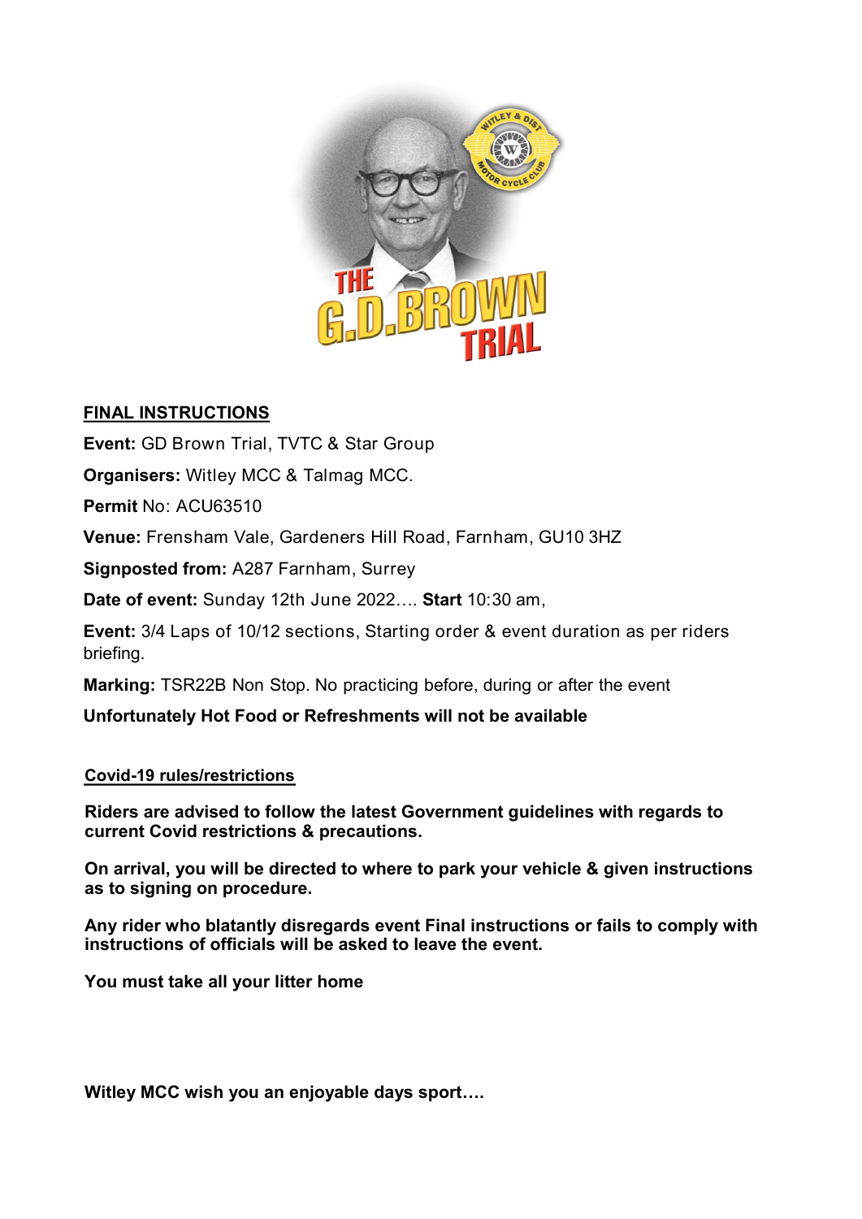# THE G.D.BROWN TRIAL

## FINAL INSTRUCTIONS

**Event:** GD Brown Trial, TVTC & Star Group

**Organisers:** Witley MCC & Talmag MCC.

**Permit** No: ACU63510

**Venue:** Frensham Vale, Gardeners Hill Road, Farnham, GU10 3HZ

**Signposted from:** A287 Farnham, Surrey

**Date of event:** Sunday 12th June 2022…. **Start** 10:30 am,

**Event:** 3/4 Laps of 10/12 sections, Starting order & event duration as per riders briefing.

**Marking:** TSR22B Non Stop. No practicing before, during or after the event

**Unfortunately Hot Food or Refreshments will not be available**

### Covid-19 rules/restrictions

**Riders are advised to follow the latest Government guidelines with regards to current Covid restrictions & precautions.**

**On arrival, you will be directed to where to park your vehicle & given instructions as to signing on procedure.**

**Any rider who blatantly disregards event Final instructions or fails to comply with instructions of officials will be asked to leave the event.**

**You must take all your litter home**

**Witley MCC wish you an enjoyable days sport….**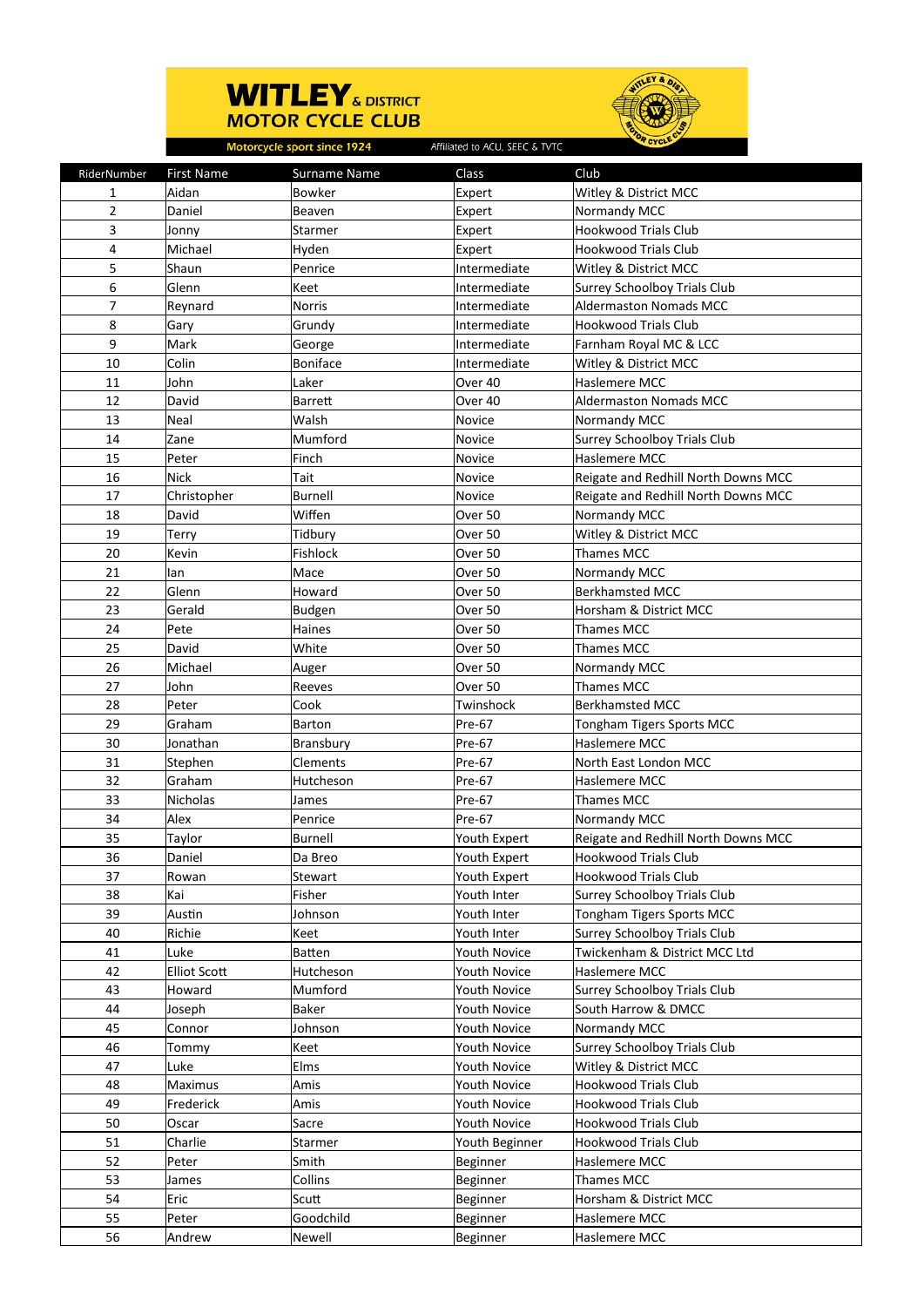**WITLEY** & DISTRICT
**MOTOR CYCLE CLUB**

Motorcycle sport since 1924 — Affiliated to ACU, SEEC & TVTC

| RiderNumber | First Name | Surname Name | Class | Club |
|---|---|---|---|---|
| 1 | Aidan | Bowker | Expert | Witley & District MCC |
| 2 | Daniel | Beaven | Expert | Normandy MCC |
| 3 | Jonny | Starmer | Expert | Hookwood Trials Club |
| 4 | Michael | Hyden | Expert | Hookwood Trials Club |
| 5 | Shaun | Penrice | Intermediate | Witley & District MCC |
| 6 | Glenn | Keet | Intermediate | Surrey Schoolboy Trials Club |
| 7 | Reynard | Norris | Intermediate | Aldermaston Nomads MCC |
| 8 | Gary | Grundy | Intermediate | Hookwood Trials Club |
| 9 | Mark | George | Intermediate | Farnham Royal MC & LCC |
| 10 | Colin | Boniface | Intermediate | Witley & District MCC |
| 11 | John | Laker | Over 40 | Haslemere MCC |
| 12 | David | Barrett | Over 40 | Aldermaston Nomads MCC |
| 13 | Neal | Walsh | Novice | Normandy MCC |
| 14 | Zane | Mumford | Novice | Surrey Schoolboy Trials Club |
| 15 | Peter | Finch | Novice | Haslemere MCC |
| 16 | Nick | Tait | Novice | Reigate and Redhill North Downs MCC |
| 17 | Christopher | Burnell | Novice | Reigate and Redhill North Downs MCC |
| 18 | David | Wiffen | Over 50 | Normandy MCC |
| 19 | Terry | Tidbury | Over 50 | Witley & District MCC |
| 20 | Kevin | Fishlock | Over 50 | Thames MCC |
| 21 | Ian | Mace | Over 50 | Normandy MCC |
| 22 | Glenn | Howard | Over 50 | Berkhamsted MCC |
| 23 | Gerald | Budgen | Over 50 | Horsham & District MCC |
| 24 | Pete | Haines | Over 50 | Thames MCC |
| 25 | David | White | Over 50 | Thames MCC |
| 26 | Michael | Auger | Over 50 | Normandy MCC |
| 27 | John | Reeves | Over 50 | Thames MCC |
| 28 | Peter | Cook | Twinshock | Berkhamsted MCC |
| 29 | Graham | Barton | Pre-67 | Tongham Tigers Sports MCC |
| 30 | Jonathan | Bransbury | Pre-67 | Haslemere MCC |
| 31 | Stephen | Clements | Pre-67 | North East London MCC |
| 32 | Graham | Hutcheson | Pre-67 | Haslemere MCC |
| 33 | Nicholas | James | Pre-67 | Thames MCC |
| 34 | Alex | Penrice | Pre-67 | Normandy MCC |
| 35 | Taylor | Burnell | Youth Expert | Reigate and Redhill North Downs MCC |
| 36 | Daniel | Da Breo | Youth Expert | Hookwood Trials Club |
| 37 | Rowan | Stewart | Youth Expert | Hookwood Trials Club |
| 38 | Kai | Fisher | Youth Inter | Surrey Schoolboy Trials Club |
| 39 | Austin | Johnson | Youth Inter | Tongham Tigers Sports MCC |
| 40 | Richie | Keet | Youth Inter | Surrey Schoolboy Trials Club |
| 41 | Luke | Batten | Youth Novice | Twickenham & District MCC Ltd |
| 42 | Elliot Scott | Hutcheson | Youth Novice | Haslemere MCC |
| 43 | Howard | Mumford | Youth Novice | Surrey Schoolboy Trials Club |
| 44 | Joseph | Baker | Youth Novice | South Harrow & DMCC |
| 45 | Connor | Johnson | Youth Novice | Normandy MCC |
| 46 | Tommy | Keet | Youth Novice | Surrey Schoolboy Trials Club |
| 47 | Luke | Elms | Youth Novice | Witley & District MCC |
| 48 | Maximus | Amis | Youth Novice | Hookwood Trials Club |
| 49 | Frederick | Amis | Youth Novice | Hookwood Trials Club |
| 50 | Oscar | Sacre | Youth Novice | Hookwood Trials Club |
| 51 | Charlie | Starmer | Youth Beginner | Hookwood Trials Club |
| 52 | Peter | Smith | Beginner | Haslemere MCC |
| 53 | James | Collins | Beginner | Thames MCC |
| 54 | Eric | Scutt | Beginner | Horsham & District MCC |
| 55 | Peter | Goodchild | Beginner | Haslemere MCC |
| 56 | Andrew | Newell | Beginner | Haslemere MCC |